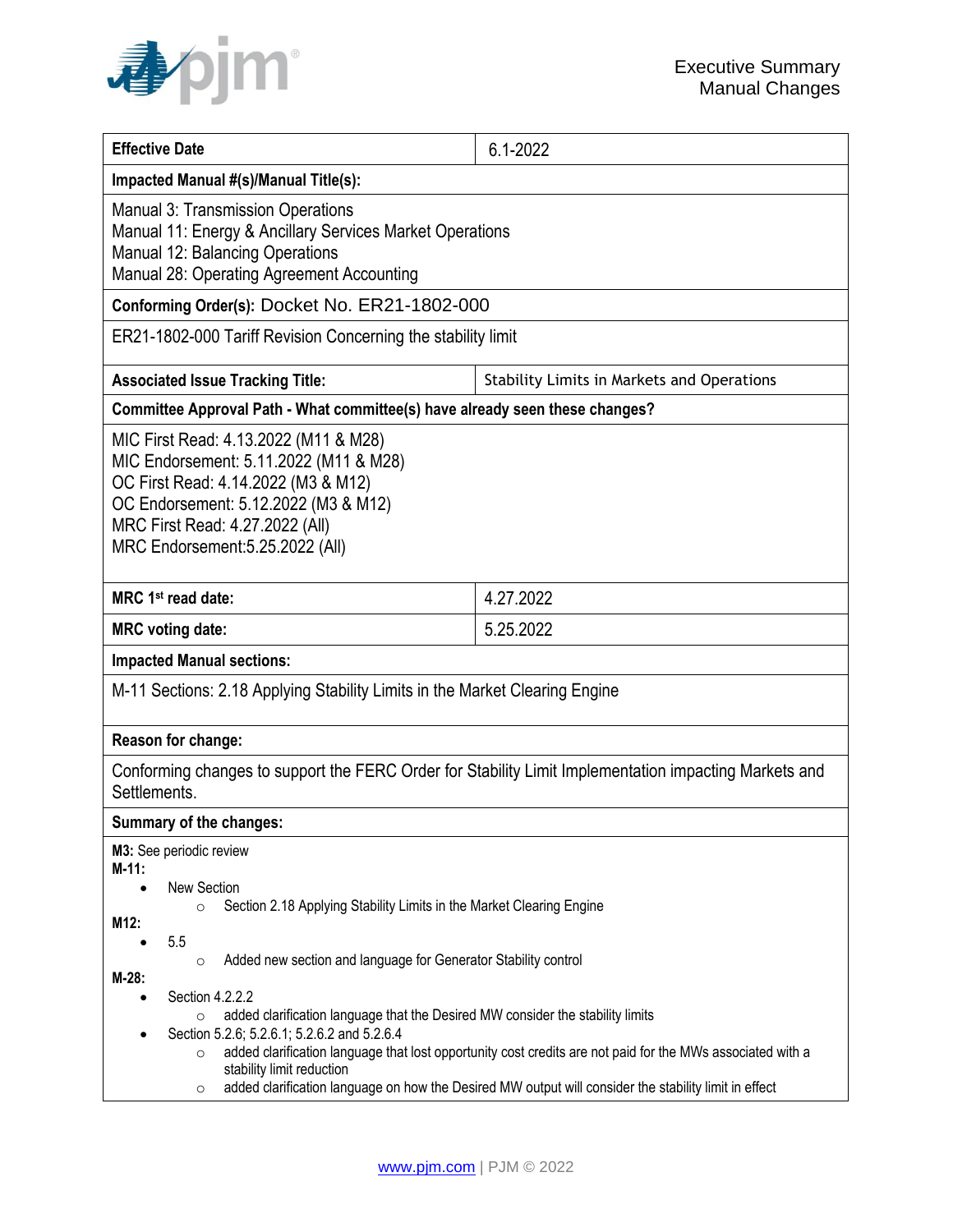Executive Summary
Manual Changes

| Effective Date | 6.1-2022 |
|---|---|
| **Impacted Manual #(s)/Manual Title(s):** | |
| Manual 3: Transmission Operations<br>Manual 11: Energy & Ancillary Services Market Operations<br>Manual 12: Balancing Operations<br>Manual 28: Operating Agreement Accounting | |
| **Conforming Order(s):** Docket No. ER21-1802-000 | |
| ER21-1802-000 Tariff Revision Concerning the stability limit | |
| **Associated Issue Tracking Title:** | Stability Limits in Markets and Operations |
| **Committee Approval Path - What committee(s) have already seen these changes?** | |
| MIC First Read: 4.13.2022 (M11 & M28)<br>MIC Endorsement: 5.11.2022 (M11 & M28)<br>OC First Read: 4.14.2022 (M3 & M12)<br>OC Endorsement: 5.12.2022 (M3 & M12)<br>MRC First Read: 4.27.2022 (All)<br>MRC Endorsement:5.25.2022 (All) | |
| **MRC 1st read date:** | 4.27.2022 |
| **MRC voting date:** | 5.25.2022 |
| **Impacted Manual sections:** | |
| M-11 Sections: 2.18 Applying Stability Limits in the Market Clearing Engine | |
| **Reason for change:** | |
| Conforming changes to support the FERC Order for Stability Limit Implementation impacting Markets and Settlements. | |
| **Summary of the changes:** | |

**M3:** See periodic review

**M-11:**

- New Section
  - Section 2.18 Applying Stability Limits in the Market Clearing Engine

**M12:**

- 5.5
  - Added new section and language for Generator Stability control

**M-28:**

- Section 4.2.2.2
  - added clarification language that the Desired MW consider the stability limits
- Section 5.2.6; 5.2.6.1; 5.2.6.2 and 5.2.6.4
  - added clarification language that lost opportunity cost credits are not paid for the MWs associated with a stability limit reduction
  - added clarification language on how the Desired MW output will consider the stability limit in effect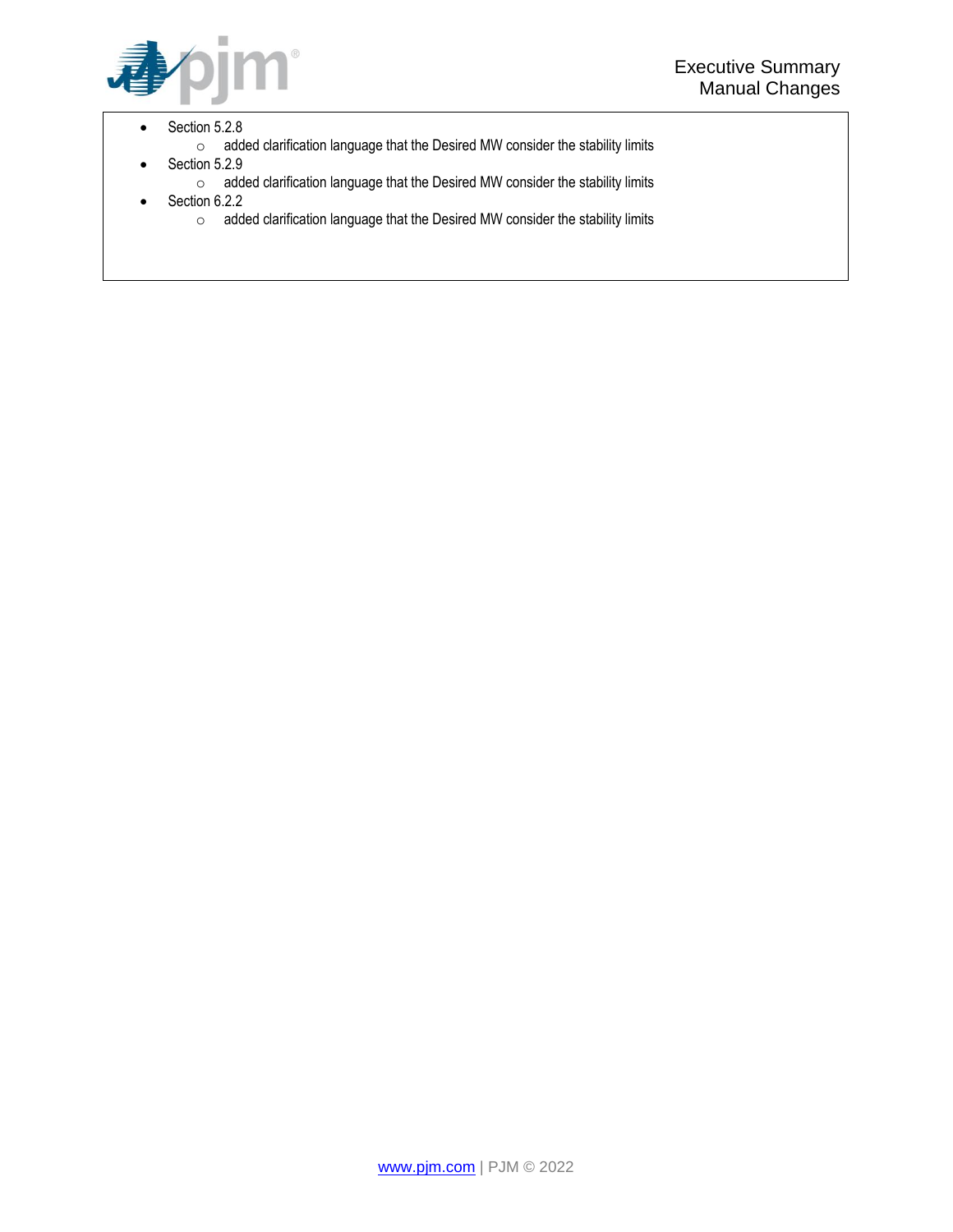- Section 5.2.8
    - added clarification language that the Desired MW consider the stability limits
- Section 5.2.9
    - added clarification language that the Desired MW consider the stability limits
- Section 6.2.2
    - added clarification language that the Desired MW consider the stability limits